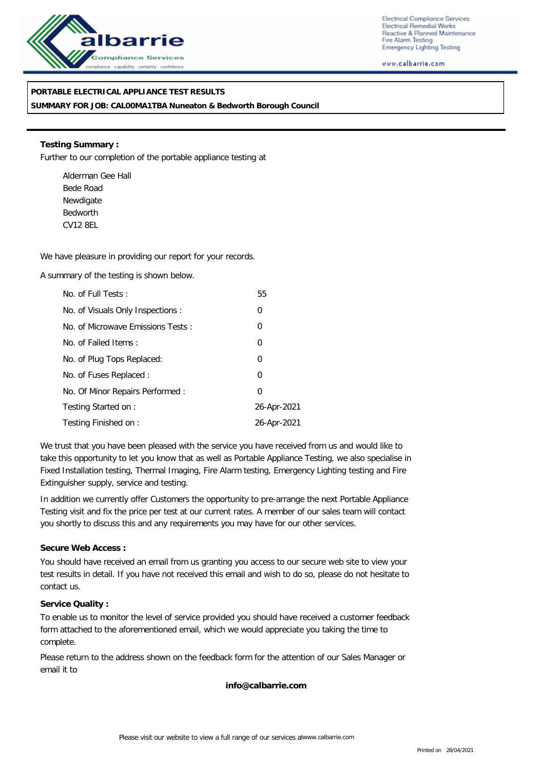Electrical Compliance Services
Electrical Remedial Works
Reactive & Planned Maintenance
Fire Alarm Testing
Emergency Lighting Testing

www.calbarrie.com

**PORTABLE ELECTRICAL APPLIANCE TEST RESULTS**

**SUMMARY FOR JOB: CAL00MA1TBA Nuneaton & Bedworth Borough Council**

**Testing Summary :**

Further to our completion of the portable appliance testing at

Alderman Gee Hall
Bede Road
Newdigate
Bedworth
CV12 8EL

We have pleasure in providing our report for your records.

A summary of the testing is shown below.

| | |
|---|---|
| No. of Full Tests : | 55 |
| No. of Visuals Only Inspections : | 0 |
| No. of Microwave Emissions Tests : | 0 |
| No. of Failed Items : | 0 |
| No. of Plug Tops Replaced: | 0 |
| No. of Fuses Replaced : | 0 |
| No. Of Minor Repairs Performed : | 0 |
| Testing Started on : | 26-Apr-2021 |
| Testing Finished on : | 26-Apr-2021 |

We trust that you have been pleased with the service you have received from us and would like to take this opportunity to let you know that as well as Portable Appliance Testing, we also specialise in Fixed Installation testing, Thermal Imaging, Fire Alarm testing, Emergency Lighting testing and Fire Extinguisher supply, service and testing.

In addition we currently offer Customers the opportunity to pre-arrange the next Portable Appliance Testing visit and fix the price per test at our current rates. A member of our sales team will contact you shortly to discuss this and any requirements you may have for our other services.

**Secure Web Access :**

You should have received an email from us granting you access to our secure web site to view your test results in detail. If you have not received this email and wish to do so, please do not hesitate to contact us.

**Service Quality :**

To enable us to monitor the level of service provided you should have received a customer feedback form attached to the aforementioned email, which we would appreciate you taking the time to complete.

Please return to the address shown on the feedback form for the attention of our Sales Manager or email it to

**info@calbarrie.com**

Please visit our website to view a full range of our services atwww.calbarrie.com

Printed on 28/04/2021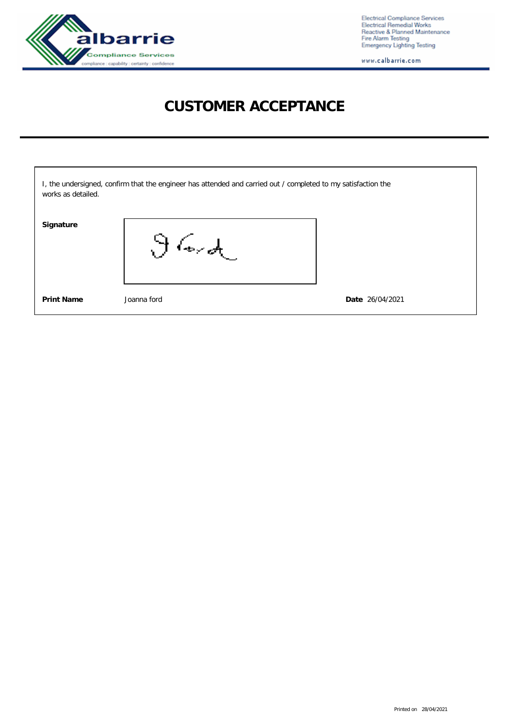Electrical Compliance Services
Electrical Remedial Works
Reactive & Planned Maintenance
Fire Alarm Testing
Emergency Lighting Testing

www.calbarrie.com

# CUSTOMER ACCEPTANCE

I, the undersigned, confirm that the engineer has attended and carried out / completed to my satisfaction the works as detailed.

**Signature**

**Print Name** Joanna ford

**Date** 26/04/2021

Printed on 28/04/2021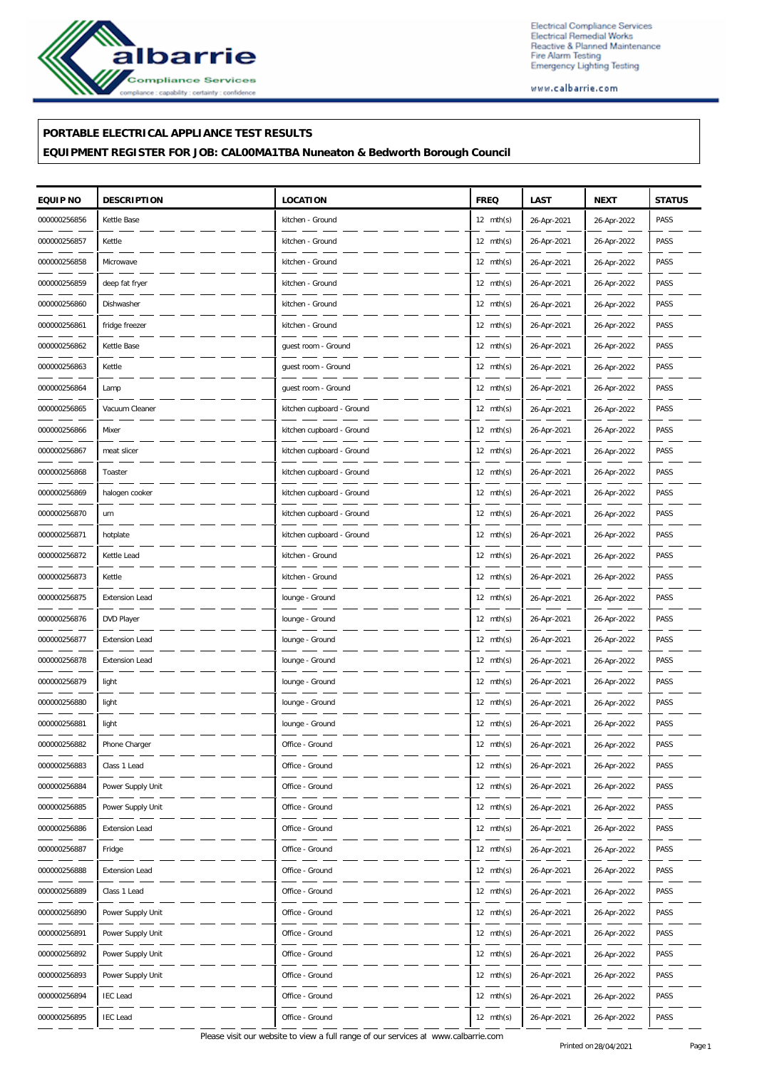**PORTABLE ELECTRICAL APPLIANCE TEST RESULTS**

**EQUIPMENT REGISTER FOR JOB: CAL00MA1TBA Nuneaton & Bedworth Borough Council**

| EQUIP NO | DESCRIPTION | LOCATION | FREQ | LAST | NEXT | STATUS |
|---|---|---|---|---|---|---|
| 000000256856 | Kettle Base | kitchen - Ground | 12 mth(s) | 26-Apr-2021 | 26-Apr-2022 | PASS |
| 000000256857 | Kettle | kitchen - Ground | 12 mth(s) | 26-Apr-2021 | 26-Apr-2022 | PASS |
| 000000256858 | Microwave | kitchen - Ground | 12 mth(s) | 26-Apr-2021 | 26-Apr-2022 | PASS |
| 000000256859 | deep fat fryer | kitchen - Ground | 12 mth(s) | 26-Apr-2021 | 26-Apr-2022 | PASS |
| 000000256860 | Dishwasher | kitchen - Ground | 12 mth(s) | 26-Apr-2021 | 26-Apr-2022 | PASS |
| 000000256861 | fridge freezer | kitchen - Ground | 12 mth(s) | 26-Apr-2021 | 26-Apr-2022 | PASS |
| 000000256862 | Kettle Base | guest room - Ground | 12 mth(s) | 26-Apr-2021 | 26-Apr-2022 | PASS |
| 000000256863 | Kettle | guest room - Ground | 12 mth(s) | 26-Apr-2021 | 26-Apr-2022 | PASS |
| 000000256864 | Lamp | guest room - Ground | 12 mth(s) | 26-Apr-2021 | 26-Apr-2022 | PASS |
| 000000256865 | Vacuum Cleaner | kitchen cupboard - Ground | 12 mth(s) | 26-Apr-2021 | 26-Apr-2022 | PASS |
| 000000256866 | Mixer | kitchen cupboard - Ground | 12 mth(s) | 26-Apr-2021 | 26-Apr-2022 | PASS |
| 000000256867 | meat slicer | kitchen cupboard - Ground | 12 mth(s) | 26-Apr-2021 | 26-Apr-2022 | PASS |
| 000000256868 | Toaster | kitchen cupboard - Ground | 12 mth(s) | 26-Apr-2021 | 26-Apr-2022 | PASS |
| 000000256869 | halogen cooker | kitchen cupboard - Ground | 12 mth(s) | 26-Apr-2021 | 26-Apr-2022 | PASS |
| 000000256870 | urn | kitchen cupboard - Ground | 12 mth(s) | 26-Apr-2021 | 26-Apr-2022 | PASS |
| 000000256871 | hotplate | kitchen cupboard - Ground | 12 mth(s) | 26-Apr-2021 | 26-Apr-2022 | PASS |
| 000000256872 | Kettle Lead | kitchen - Ground | 12 mth(s) | 26-Apr-2021 | 26-Apr-2022 | PASS |
| 000000256873 | Kettle | kitchen - Ground | 12 mth(s) | 26-Apr-2021 | 26-Apr-2022 | PASS |
| 000000256875 | Extension Lead | lounge - Ground | 12 mth(s) | 26-Apr-2021 | 26-Apr-2022 | PASS |
| 000000256876 | DVD Player | lounge - Ground | 12 mth(s) | 26-Apr-2021 | 26-Apr-2022 | PASS |
| 000000256877 | Extension Lead | lounge - Ground | 12 mth(s) | 26-Apr-2021 | 26-Apr-2022 | PASS |
| 000000256878 | Extension Lead | lounge - Ground | 12 mth(s) | 26-Apr-2021 | 26-Apr-2022 | PASS |
| 000000256879 | light | lounge - Ground | 12 mth(s) | 26-Apr-2021 | 26-Apr-2022 | PASS |
| 000000256880 | light | lounge - Ground | 12 mth(s) | 26-Apr-2021 | 26-Apr-2022 | PASS |
| 000000256881 | light | lounge - Ground | 12 mth(s) | 26-Apr-2021 | 26-Apr-2022 | PASS |
| 000000256882 | Phone Charger | Office - Ground | 12 mth(s) | 26-Apr-2021 | 26-Apr-2022 | PASS |
| 000000256883 | Class 1 Lead | Office - Ground | 12 mth(s) | 26-Apr-2021 | 26-Apr-2022 | PASS |
| 000000256884 | Power Supply Unit | Office - Ground | 12 mth(s) | 26-Apr-2021 | 26-Apr-2022 | PASS |
| 000000256885 | Power Supply Unit | Office - Ground | 12 mth(s) | 26-Apr-2021 | 26-Apr-2022 | PASS |
| 000000256886 | Extension Lead | Office - Ground | 12 mth(s) | 26-Apr-2021 | 26-Apr-2022 | PASS |
| 000000256887 | Fridge | Office - Ground | 12 mth(s) | 26-Apr-2021 | 26-Apr-2022 | PASS |
| 000000256888 | Extension Lead | Office - Ground | 12 mth(s) | 26-Apr-2021 | 26-Apr-2022 | PASS |
| 000000256889 | Class 1 Lead | Office - Ground | 12 mth(s) | 26-Apr-2021 | 26-Apr-2022 | PASS |
| 000000256890 | Power Supply Unit | Office - Ground | 12 mth(s) | 26-Apr-2021 | 26-Apr-2022 | PASS |
| 000000256891 | Power Supply Unit | Office - Ground | 12 mth(s) | 26-Apr-2021 | 26-Apr-2022 | PASS |
| 000000256892 | Power Supply Unit | Office - Ground | 12 mth(s) | 26-Apr-2021 | 26-Apr-2022 | PASS |
| 000000256893 | Power Supply Unit | Office - Ground | 12 mth(s) | 26-Apr-2021 | 26-Apr-2022 | PASS |
| 000000256894 | IEC Lead | Office - Ground | 12 mth(s) | 26-Apr-2021 | 26-Apr-2022 | PASS |
| 000000256895 | IEC Lead | Office - Ground | 12 mth(s) | 26-Apr-2021 | 26-Apr-2022 | PASS |

Please visit our website to view a full range of our services at www.calbarrie.com

Printed on 28/04/2021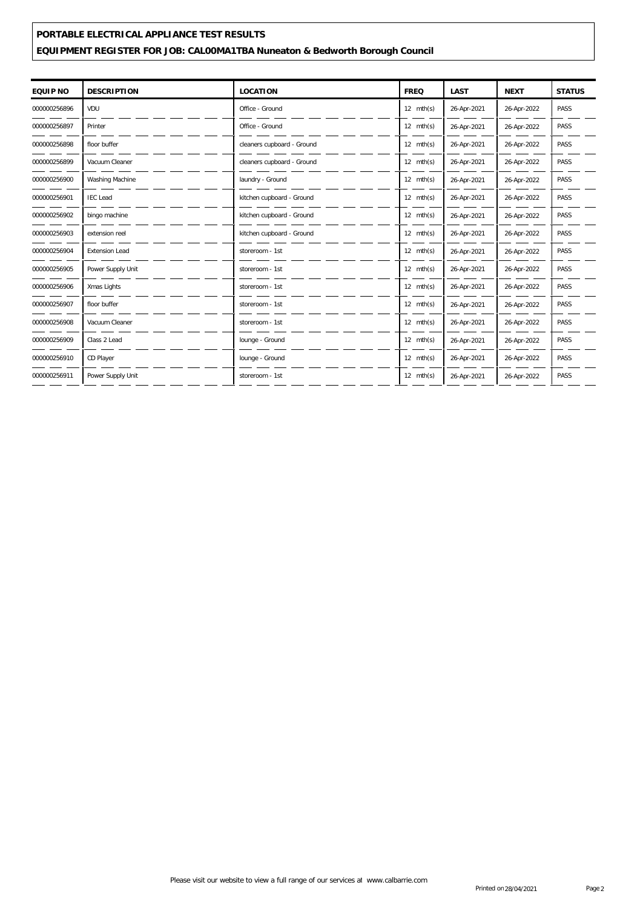**PORTABLE ELECTRICAL APPLIANCE TEST RESULTS**

**EQUIPMENT REGISTER FOR JOB: CAL00MA1TBA Nuneaton & Bedworth Borough Council**

| EQUIP NO | DESCRIPTION | LOCATION | FREQ | LAST | NEXT | STATUS |
|---|---|---|---|---|---|---|
| 000000256896 | VDU | Office - Ground | 12 mth(s) | 26-Apr-2021 | 26-Apr-2022 | PASS |
| 000000256897 | Printer | Office - Ground | 12 mth(s) | 26-Apr-2021 | 26-Apr-2022 | PASS |
| 000000256898 | floor buffer | cleaners cupboard - Ground | 12 mth(s) | 26-Apr-2021 | 26-Apr-2022 | PASS |
| 000000256899 | Vacuum Cleaner | cleaners cupboard - Ground | 12 mth(s) | 26-Apr-2021 | 26-Apr-2022 | PASS |
| 000000256900 | Washing Machine | laundry - Ground | 12 mth(s) | 26-Apr-2021 | 26-Apr-2022 | PASS |
| 000000256901 | IEC Lead | kitchen cupboard - Ground | 12 mth(s) | 26-Apr-2021 | 26-Apr-2022 | PASS |
| 000000256902 | bingo machine | kitchen cupboard - Ground | 12 mth(s) | 26-Apr-2021 | 26-Apr-2022 | PASS |
| 000000256903 | extension reel | kitchen cupboard - Ground | 12 mth(s) | 26-Apr-2021 | 26-Apr-2022 | PASS |
| 000000256904 | Extension Lead | storeroom - 1st | 12 mth(s) | 26-Apr-2021 | 26-Apr-2022 | PASS |
| 000000256905 | Power Supply Unit | storeroom - 1st | 12 mth(s) | 26-Apr-2021 | 26-Apr-2022 | PASS |
| 000000256906 | Xmas Lights | storeroom - 1st | 12 mth(s) | 26-Apr-2021 | 26-Apr-2022 | PASS |
| 000000256907 | floor buffer | storeroom - 1st | 12 mth(s) | 26-Apr-2021 | 26-Apr-2022 | PASS |
| 000000256908 | Vacuum Cleaner | storeroom - 1st | 12 mth(s) | 26-Apr-2021 | 26-Apr-2022 | PASS |
| 000000256909 | Class 2 Lead | lounge - Ground | 12 mth(s) | 26-Apr-2021 | 26-Apr-2022 | PASS |
| 000000256910 | CD Player | lounge - Ground | 12 mth(s) | 26-Apr-2021 | 26-Apr-2022 | PASS |
| 000000256911 | Power Supply Unit | storeroom - 1st | 12 mth(s) | 26-Apr-2021 | 26-Apr-2022 | PASS |

Please visit our website to view a full range of our services at www.calbarrie.com

Printed on 28/04/2021